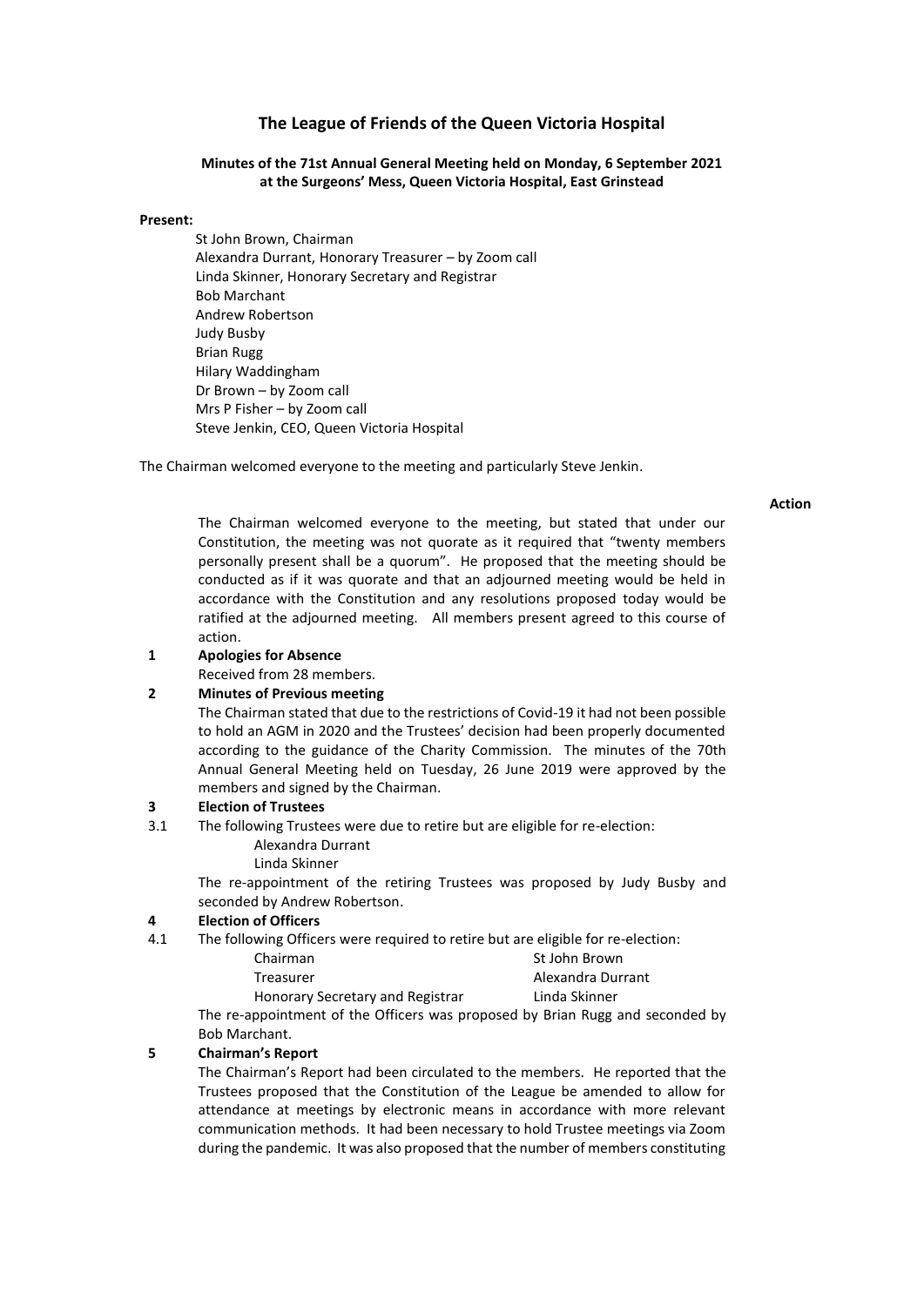# The League of Friends of the Queen Victoria Hospital

**Minutes of the 71st Annual General Meeting held on Monday, 6 September 2021 at the Surgeons' Mess, Queen Victoria Hospital, East Grinstead**

**Present:**

St John Brown, Chairman
Alexandra Durrant, Honorary Treasurer – by Zoom call
Linda Skinner, Honorary Secretary and Registrar
Bob Marchant
Andrew Robertson
Judy Busby
Brian Rugg
Hilary Waddingham
Dr Brown – by Zoom call
Mrs P Fisher – by Zoom call
Steve Jenkin, CEO, Queen Victoria Hospital

The Chairman welcomed everyone to the meeting and particularly Steve Jenkin.

**Action**

The Chairman welcomed everyone to the meeting, but stated that under our Constitution, the meeting was not quorate as it required that "twenty members personally present shall be a quorum". He proposed that the meeting should be conducted as if it was quorate and that an adjourned meeting would be held in accordance with the Constitution and any resolutions proposed today would be ratified at the adjourned meeting. All members present agreed to this course of action.

**1 Apologies for Absence**

Received from 28 members.

**2 Minutes of Previous meeting**

The Chairman stated that due to the restrictions of Covid-19 it had not been possible to hold an AGM in 2020 and the Trustees' decision had been properly documented according to the guidance of the Charity Commission. The minutes of the 70th Annual General Meeting held on Tuesday, 26 June 2019 were approved by the members and signed by the Chairman.

**3 Election of Trustees**

3.1 The following Trustees were due to retire but are eligible for re-election:

Alexandra Durrant
Linda Skinner

The re-appointment of the retiring Trustees was proposed by Judy Busby and seconded by Andrew Robertson.

**4 Election of Officers**

4.1 The following Officers were required to retire but are eligible for re-election:

| | |
|---|---|
| Chairman | St John Brown |
| Treasurer | Alexandra Durrant |
| Honorary Secretary and Registrar | Linda Skinner |

The re-appointment of the Officers was proposed by Brian Rugg and seconded by Bob Marchant.

**5 Chairman's Report**

The Chairman's Report had been circulated to the members. He reported that the Trustees proposed that the Constitution of the League be amended to allow for attendance at meetings by electronic means in accordance with more relevant communication methods. It had been necessary to hold Trustee meetings via Zoom during the pandemic. It was also proposed that the number of members constituting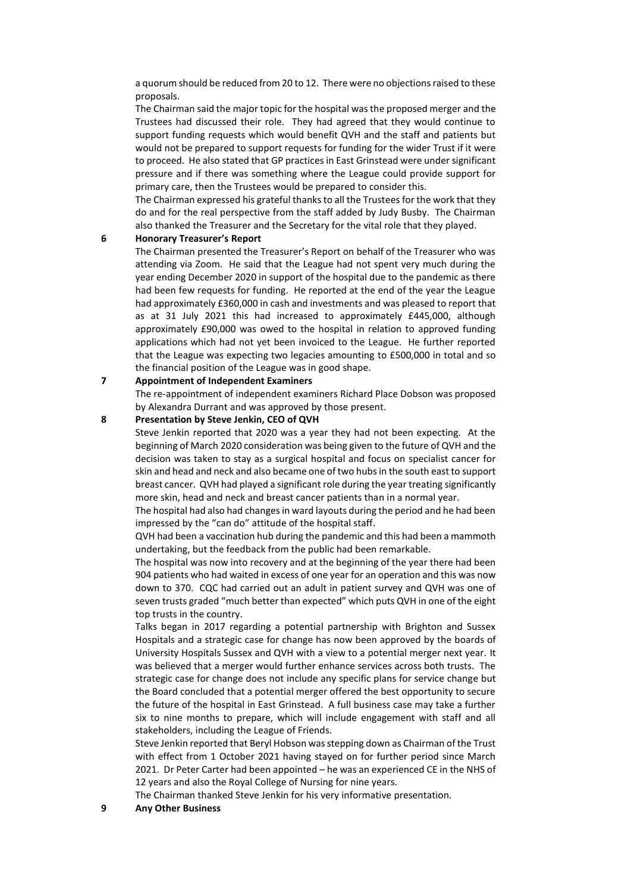a quorum should be reduced from 20 to 12. There were no objections raised to these proposals.

The Chairman said the major topic for the hospital was the proposed merger and the Trustees had discussed their role. They had agreed that they would continue to support funding requests which would benefit QVH and the staff and patients but would not be prepared to support requests for funding for the wider Trust if it were to proceed. He also stated that GP practices in East Grinstead were under significant pressure and if there was something where the League could provide support for primary care, then the Trustees would be prepared to consider this.

The Chairman expressed his grateful thanks to all the Trustees for the work that they do and for the real perspective from the staff added by Judy Busby. The Chairman also thanked the Treasurer and the Secretary for the vital role that they played.

**6 Honorary Treasurer's Report**

The Chairman presented the Treasurer's Report on behalf of the Treasurer who was attending via Zoom. He said that the League had not spent very much during the year ending December 2020 in support of the hospital due to the pandemic as there had been few requests for funding. He reported at the end of the year the League had approximately £360,000 in cash and investments and was pleased to report that as at 31 July 2021 this had increased to approximately £445,000, although approximately £90,000 was owed to the hospital in relation to approved funding applications which had not yet been invoiced to the League. He further reported that the League was expecting two legacies amounting to £500,000 in total and so the financial position of the League was in good shape.

**7 Appointment of Independent Examiners**

The re-appointment of independent examiners Richard Place Dobson was proposed by Alexandra Durrant and was approved by those present.

**8 Presentation by Steve Jenkin, CEO of QVH**

Steve Jenkin reported that 2020 was a year they had not been expecting. At the beginning of March 2020 consideration was being given to the future of QVH and the decision was taken to stay as a surgical hospital and focus on specialist cancer for skin and head and neck and also became one of two hubs in the south east to support breast cancer. QVH had played a significant role during the year treating significantly more skin, head and neck and breast cancer patients than in a normal year.

The hospital had also had changes in ward layouts during the period and he had been impressed by the "can do" attitude of the hospital staff.

QVH had been a vaccination hub during the pandemic and this had been a mammoth undertaking, but the feedback from the public had been remarkable.

The hospital was now into recovery and at the beginning of the year there had been 904 patients who had waited in excess of one year for an operation and this was now down to 370. CQC had carried out an adult in patient survey and QVH was one of seven trusts graded "much better than expected" which puts QVH in one of the eight top trusts in the country.

Talks began in 2017 regarding a potential partnership with Brighton and Sussex Hospitals and a strategic case for change has now been approved by the boards of University Hospitals Sussex and QVH with a view to a potential merger next year. It was believed that a merger would further enhance services across both trusts. The strategic case for change does not include any specific plans for service change but the Board concluded that a potential merger offered the best opportunity to secure the future of the hospital in East Grinstead. A full business case may take a further six to nine months to prepare, which will include engagement with staff and all stakeholders, including the League of Friends.

Steve Jenkin reported that Beryl Hobson was stepping down as Chairman of the Trust with effect from 1 October 2021 having stayed on for further period since March 2021. Dr Peter Carter had been appointed – he was an experienced CE in the NHS of 12 years and also the Royal College of Nursing for nine years.

The Chairman thanked Steve Jenkin for his very informative presentation.

**9 Any Other Business**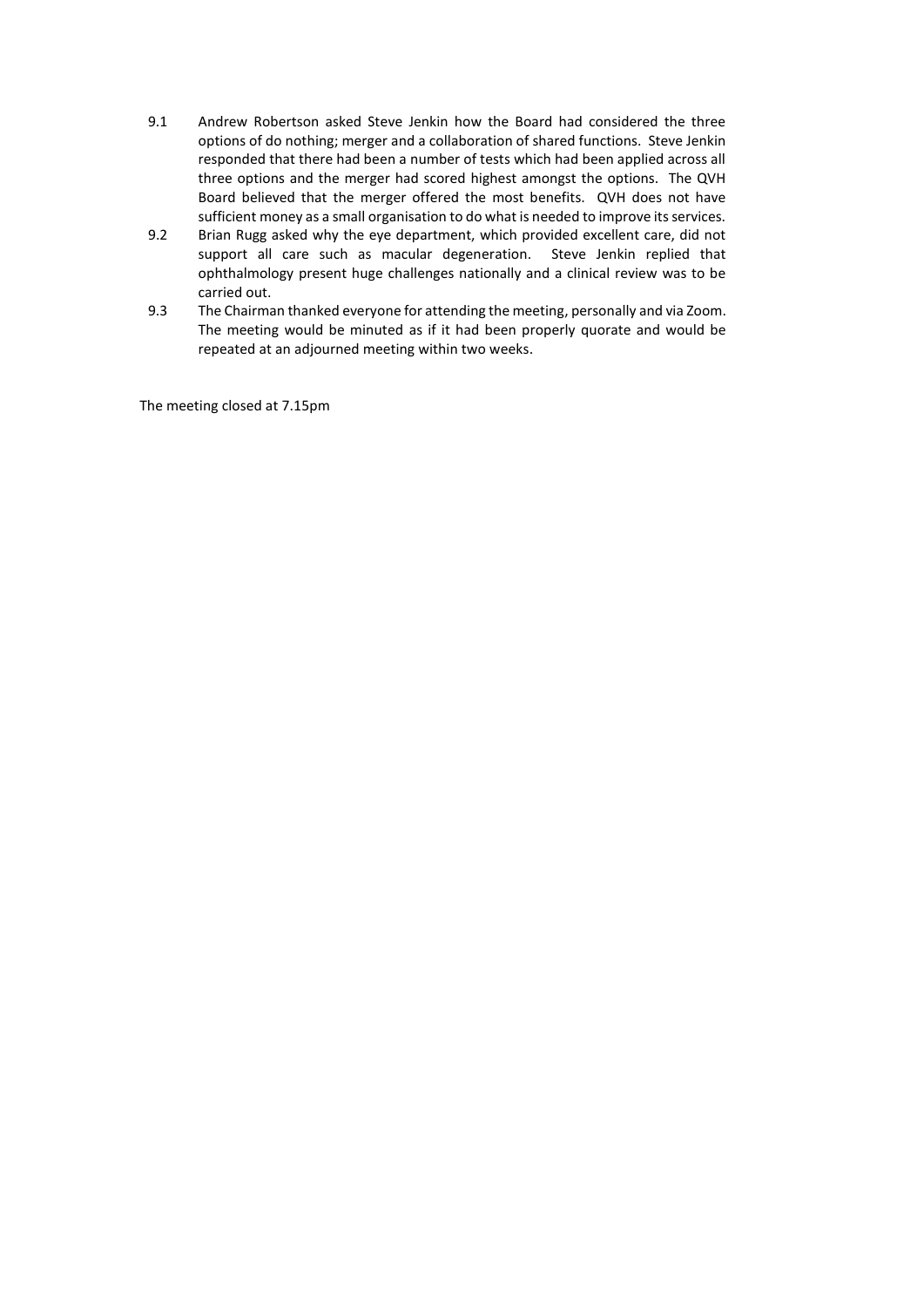9.1 Andrew Robertson asked Steve Jenkin how the Board had considered the three options of do nothing; merger and a collaboration of shared functions. Steve Jenkin responded that there had been a number of tests which had been applied across all three options and the merger had scored highest amongst the options. The QVH Board believed that the merger offered the most benefits. QVH does not have sufficient money as a small organisation to do what is needed to improve its services.

9.2 Brian Rugg asked why the eye department, which provided excellent care, did not support all care such as macular degeneration. Steve Jenkin replied that ophthalmology present huge challenges nationally and a clinical review was to be carried out.

9.3 The Chairman thanked everyone for attending the meeting, personally and via Zoom. The meeting would be minuted as if it had been properly quorate and would be repeated at an adjourned meeting within two weeks.

The meeting closed at 7.15pm